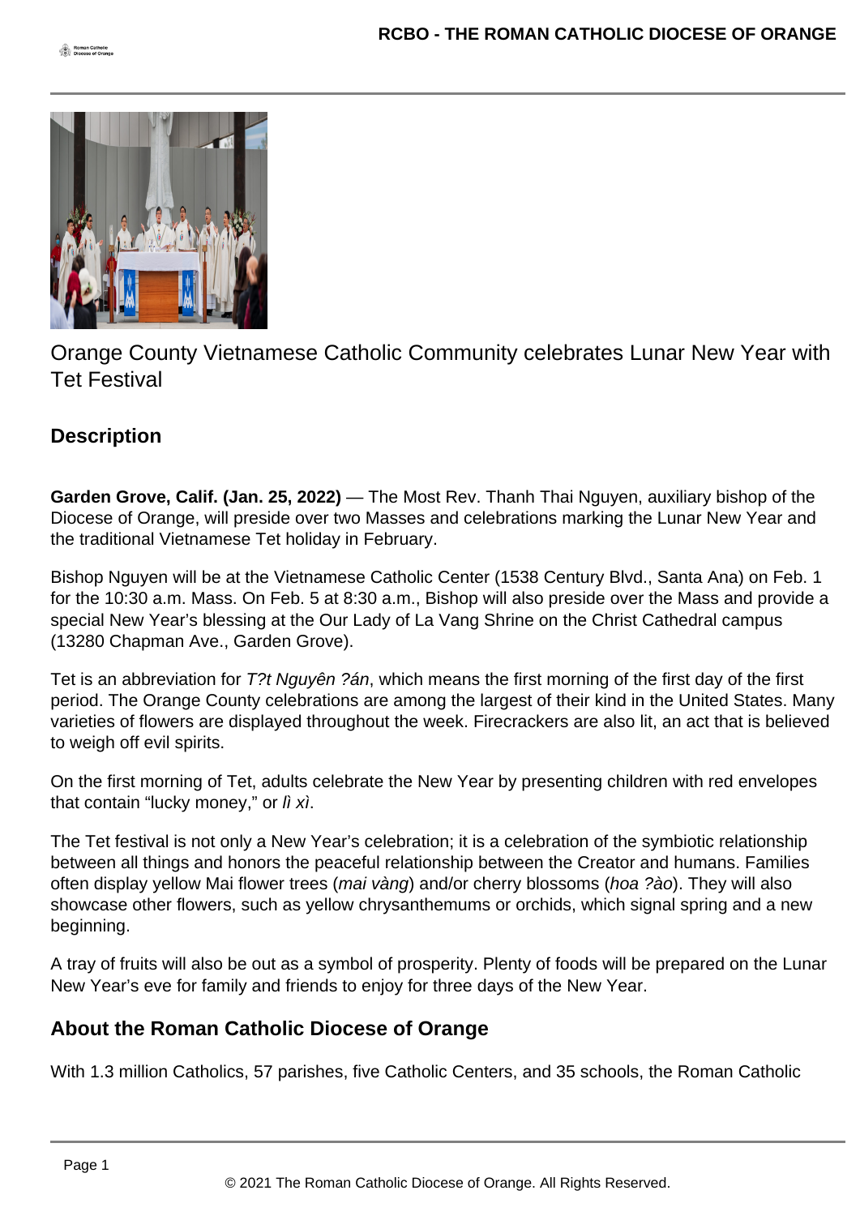Orange County Vietnamese Catholic Community celebrates Lunar New Year with Tet Festival

## Description

**Garden Grove, Calif. (Jan. 25, 2022)** — The Most Rev. Thanh Thai Nguyen, auxiliary bishop of the Diocese of Orange, will preside over two Masses and celebrations marking the Lunar New Year and the traditional Vietnamese Tet holiday in February.

Bishop Nguyen will be at the Vietnamese Catholic Center (1538 Century Blvd., Santa Ana) on Feb. 1 for the 10:30 a.m. Mass. On Feb. 5 at 8:30 a.m., Bishop will also preside over the Mass and provide a special New Year's blessing at the Our Lady of La Vang Shrine on the Christ Cathedral campus (13280 Chapman Ave., Garden Grove).

Tet is an abbreviation for *T?t Nguyên ?án*, which means the first morning of the first day of the first period. The Orange County celebrations are among the largest of their kind in the United States. Many varieties of flowers are displayed throughout the week. Firecrackers are also lit, an act that is believed to weigh off evil spirits.

On the first morning of Tet, adults celebrate the New Year by presenting children with red envelopes that contain "lucky money," or *lì xì*.

The Tet festival is not only a New Year's celebration; it is a celebration of the symbiotic relationship between all things and honors the peaceful relationship between the Creator and humans. Families often display yellow Mai flower trees (*mai vàng*) and/or cherry blossoms (*hoa ?ào*). They will also showcase other flowers, such as yellow chrysanthemums or orchids, which signal spring and a new beginning.

A tray of fruits will also be out as a symbol of prosperity. Plenty of foods will be prepared on the Lunar New Year's eve for family and friends to enjoy for three days of the New Year.

### About the Roman Catholic Diocese of Orange

With 1.3 million Catholics, 57 parishes, five Catholic Centers, and 35 schools, the Roman Catholic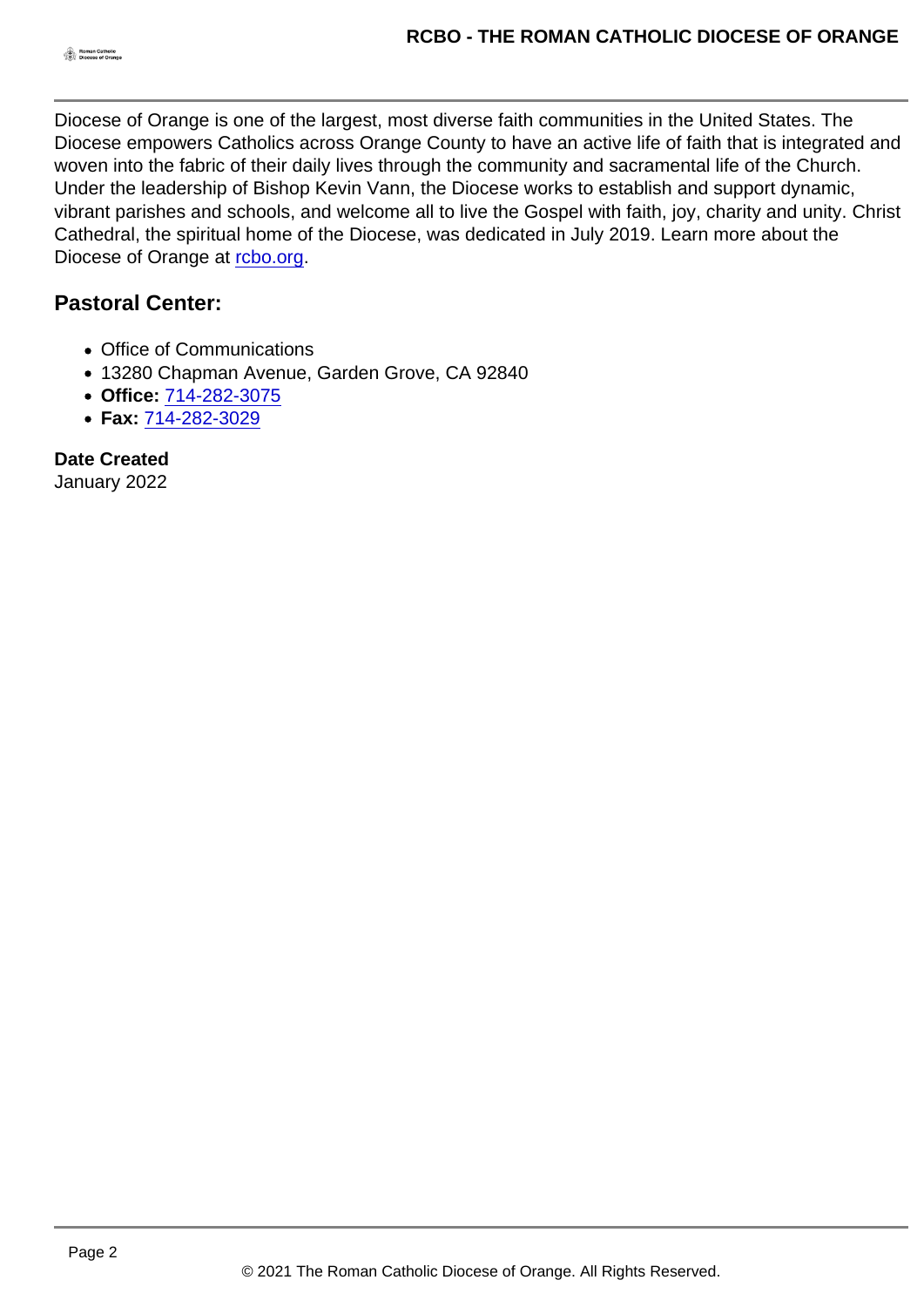Diocese of Orange is one of the largest, most diverse faith communities in the United States. The Diocese empowers Catholics across Orange County to have an active life of faith that is integrated and woven into the fabric of their daily lives through the community and sacramental life of the Church. Under the leadership of Bishop Kevin Vann, the Diocese works to establish and support dynamic, vibrant parishes and schools, and welcome all to live the Gospel with faith, joy, charity and unity. Christ Cathedral, the spiritual home of the Diocese, was dedicated in July 2019. Learn more about the Diocese of Orange at rcbo.org.

## Pastoral Center:

- Office of Communications
- 13280 Chapman Avenue, Garden Grove, CA 92840
- **Office:** 714-282-3075
- **Fax:** 714-282-3029

**Date Created**
January 2022